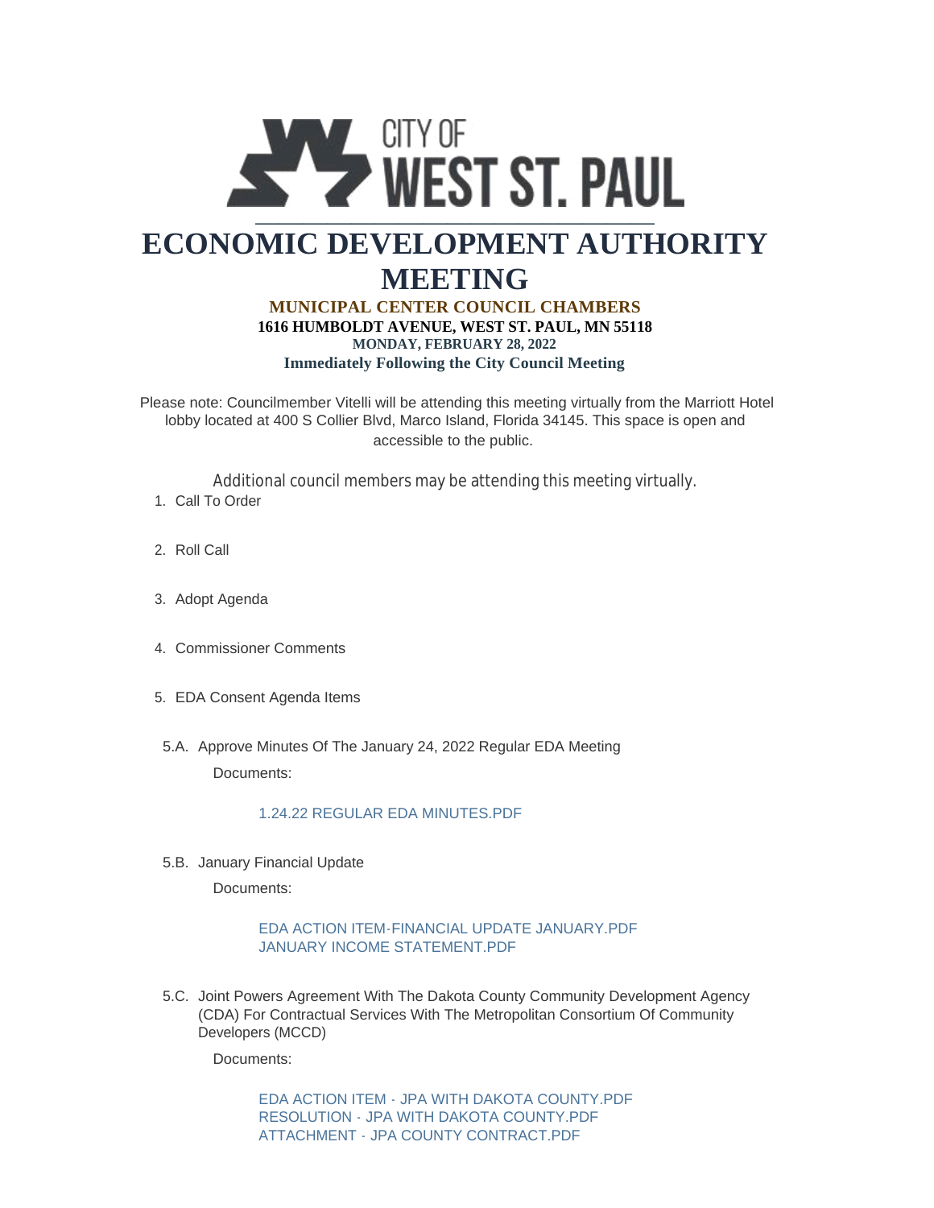CITY OF WEST ST. PAUL

# ECONOMIC DEVELOPMENT AUTHORITY MEETING

**MUNICIPAL CENTER COUNCIL CHAMBERS**
**1616 HUMBOLDT AVENUE, WEST ST. PAUL, MN 55118**
**MONDAY, FEBRUARY 28, 2022**
**Immediately Following the City Council Meeting**

Please note: Councilmember Vitelli will be attending this meeting virtually from the Marriott Hotel lobby located at 400 S Collier Blvd, Marco Island, Florida 34145. This space is open and accessible to the public.

Additional council members may be attending this meeting virtually.

1. Call To Order
2. Roll Call
3. Adopt Agenda
4. Commissioner Comments
5. EDA Consent Agenda Items

5.A. Approve Minutes Of The January 24, 2022 Regular EDA Meeting

Documents:

1.24.22 REGULAR EDA MINUTES.PDF

5.B. January Financial Update

Documents:

EDA ACTION ITEM-FINANCIAL UPDATE JANUARY.PDF
JANUARY INCOME STATEMENT.PDF

5.C. Joint Powers Agreement With The Dakota County Community Development Agency (CDA) For Contractual Services With The Metropolitan Consortium Of Community Developers (MCCD)

Documents:

EDA ACTION ITEM - JPA WITH DAKOTA COUNTY.PDF
RESOLUTION - JPA WITH DAKOTA COUNTY.PDF
ATTACHMENT - JPA COUNTY CONTRACT.PDF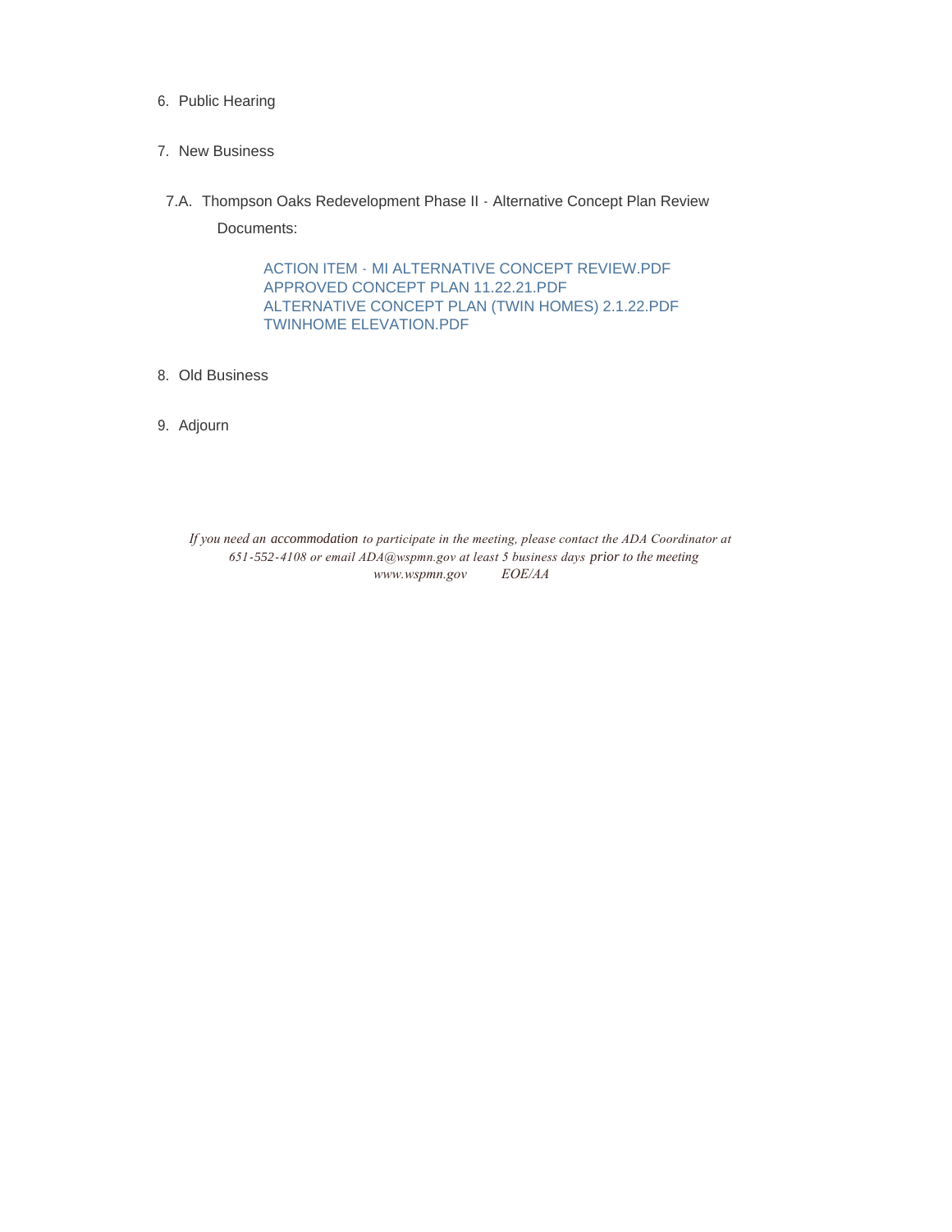6. Public Hearing

7. New Business

7.A. Thompson Oaks Redevelopment Phase II - Alternative Concept Plan Review

Documents:

ACTION ITEM - MI ALTERNATIVE CONCEPT REVIEW.PDF
APPROVED CONCEPT PLAN 11.22.21.PDF
ALTERNATIVE CONCEPT PLAN (TWIN HOMES) 2.1.22.PDF
TWINHOME ELEVATION.PDF

8. Old Business

9. Adjourn

*If you need an accommodation to participate in the meeting, please contact the ADA Coordinator at 651-552-4108 or email ADA@wspmn.gov at least 5 business days prior to the meeting*
*www.wspmn.gov EOE/AA*